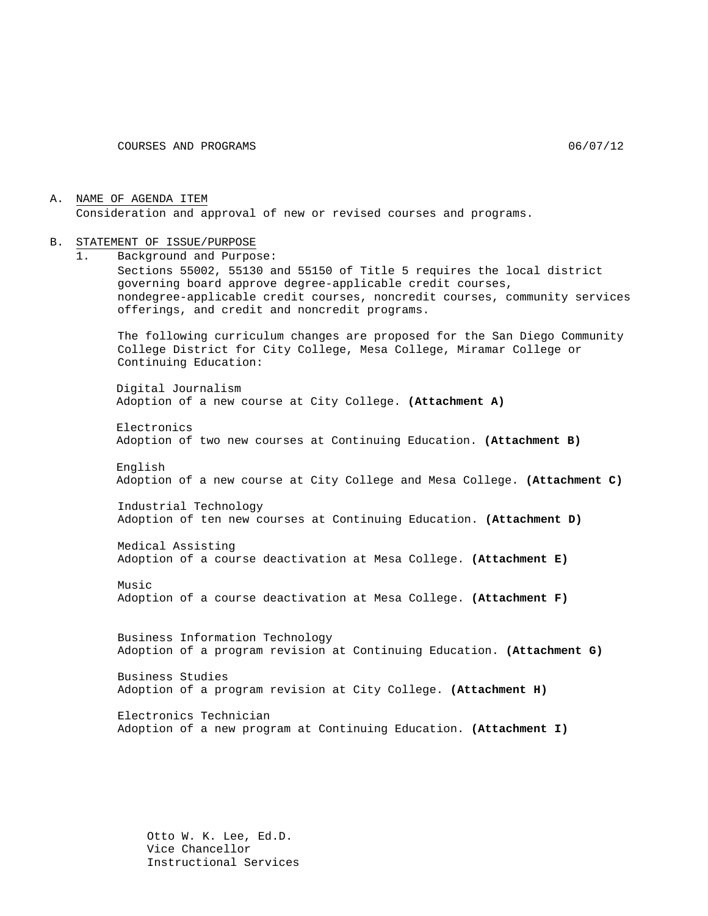COURSES AND PROGRAMS 06/07/12

A. NAME OF AGENDA ITEM

Consideration and approval of new or revised courses and programs.

B. STATEMENT OF ISSUE/PURPOSE

1. Background and Purpose:

Sections 55002, 55130 and 55150 of Title 5 requires the local district governing board approve degree-applicable credit courses, nondegree-applicable credit courses, noncredit courses, community services offerings, and credit and noncredit programs.

The following curriculum changes are proposed for the San Diego Community College District for City College, Mesa College, Miramar College or Continuing Education:

Digital Journalism
Adoption of a new course at City College. **(Attachment A)**

Electronics
Adoption of two new courses at Continuing Education. **(Attachment B)**

English
Adoption of a new course at City College and Mesa College. **(Attachment C)**

Industrial Technology
Adoption of ten new courses at Continuing Education. **(Attachment D)**

Medical Assisting
Adoption of a course deactivation at Mesa College. **(Attachment E)**

Music
Adoption of a course deactivation at Mesa College. **(Attachment F)**

Business Information Technology
Adoption of a program revision at Continuing Education. **(Attachment G)**

Business Studies
Adoption of a program revision at City College. **(Attachment H)**

Electronics Technician
Adoption of a new program at Continuing Education. **(Attachment I)**

Otto W. K. Lee, Ed.D.
Vice Chancellor
Instructional Services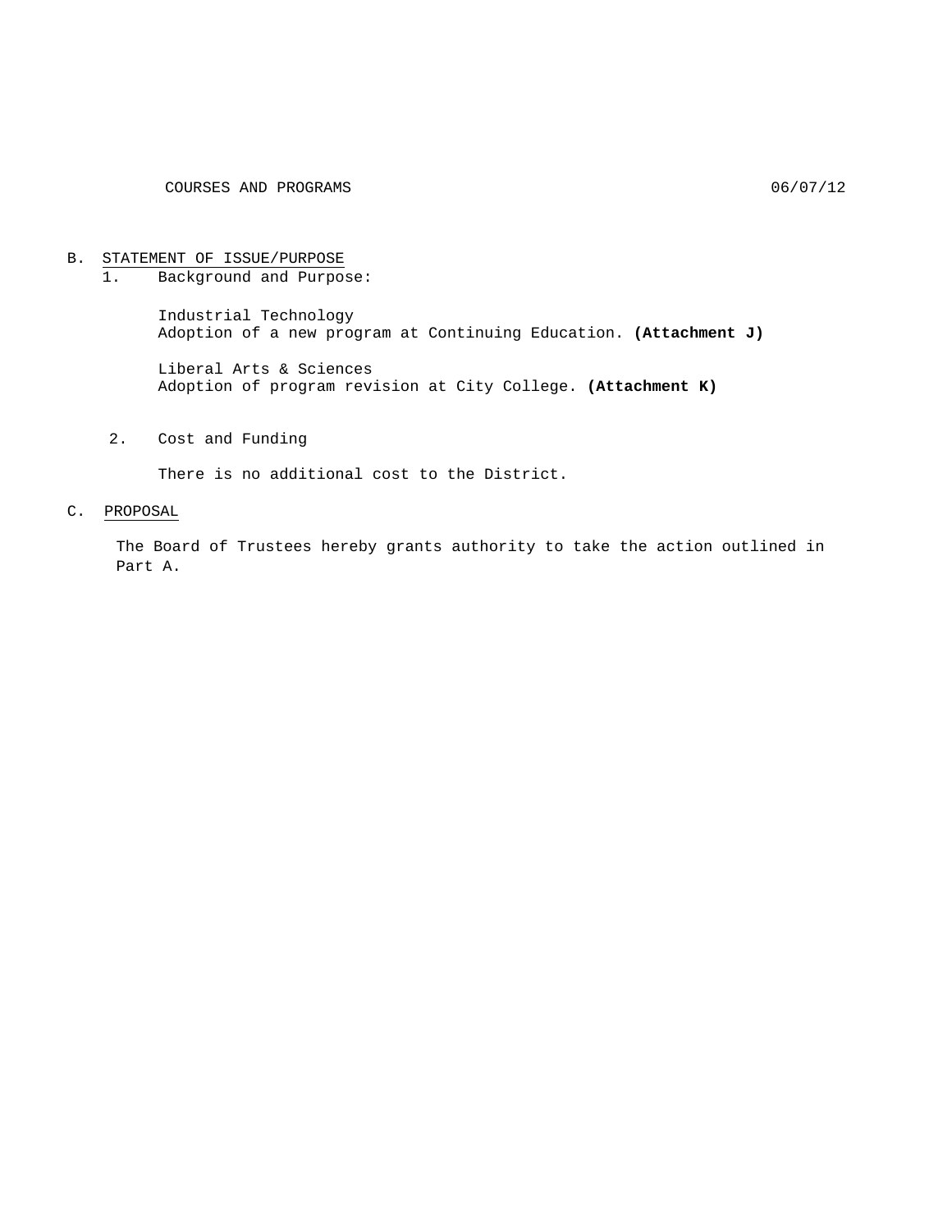## B. STATEMENT OF ISSUE/PURPOSE

1. Background and Purpose:

   Industrial Technology
   Adoption of a new program at Continuing Education. **(Attachment J)**

   Liberal Arts & Sciences
   Adoption of program revision at City College. **(Attachment K)**

2. Cost and Funding

   There is no additional cost to the District.

## C. PROPOSAL

The Board of Trustees hereby grants authority to take the action outlined in Part A.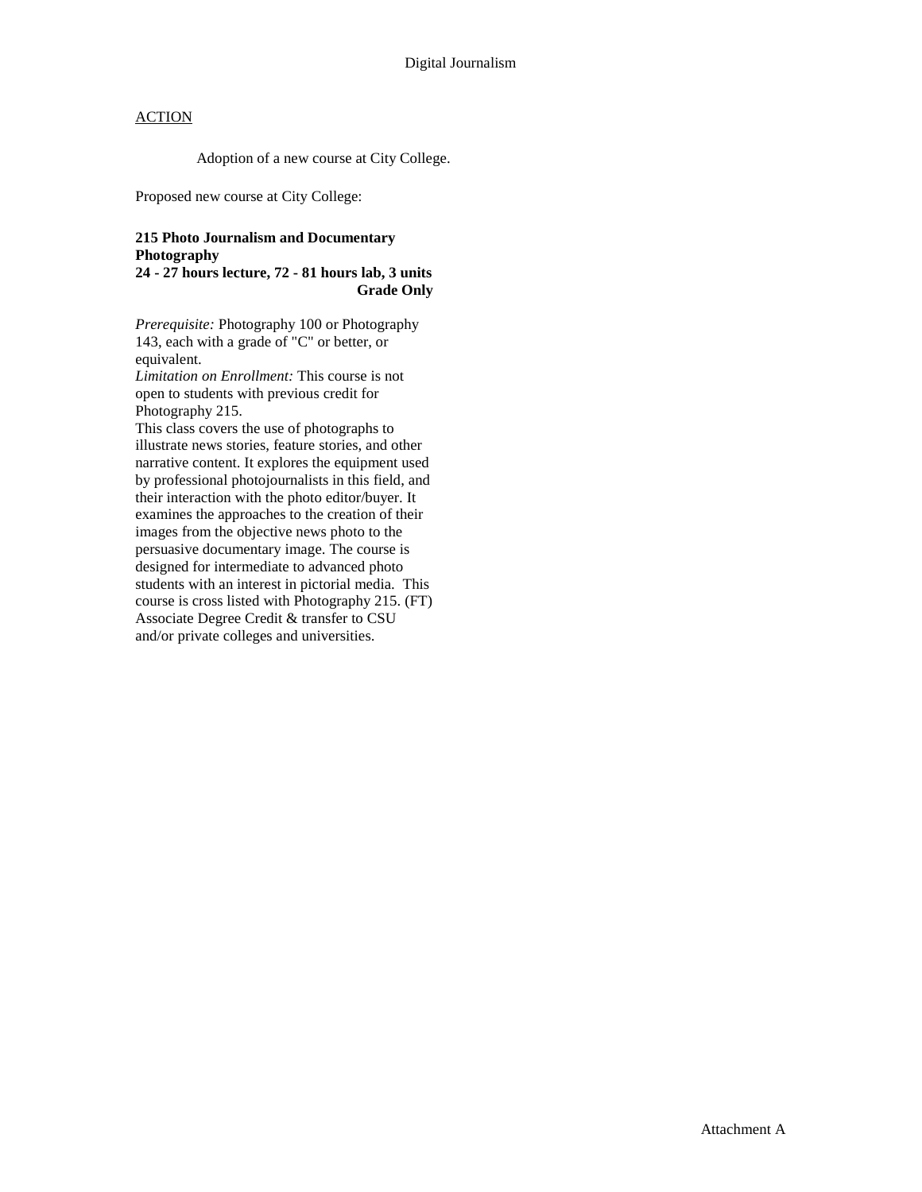Digital Journalism

ACTION

Adoption of a new course at City College.

Proposed new course at City College:

**215 Photo Journalism and Documentary Photography**
**24 - 27 hours lecture, 72 - 81 hours lab, 3 units**
**Grade Only**

*Prerequisite:* Photography 100 or Photography 143, each with a grade of "C" or better, or equivalent.
*Limitation on Enrollment:* This course is not open to students with previous credit for Photography 215.
This class covers the use of photographs to illustrate news stories, feature stories, and other narrative content. It explores the equipment used by professional photojournalists in this field, and their interaction with the photo editor/buyer. It examines the approaches to the creation of their images from the objective news photo to the persuasive documentary image. The course is designed for intermediate to advanced photo students with an interest in pictorial media. This course is cross listed with Photography 215. (FT)
Associate Degree Credit & transfer to CSU and/or private colleges and universities.

Attachment A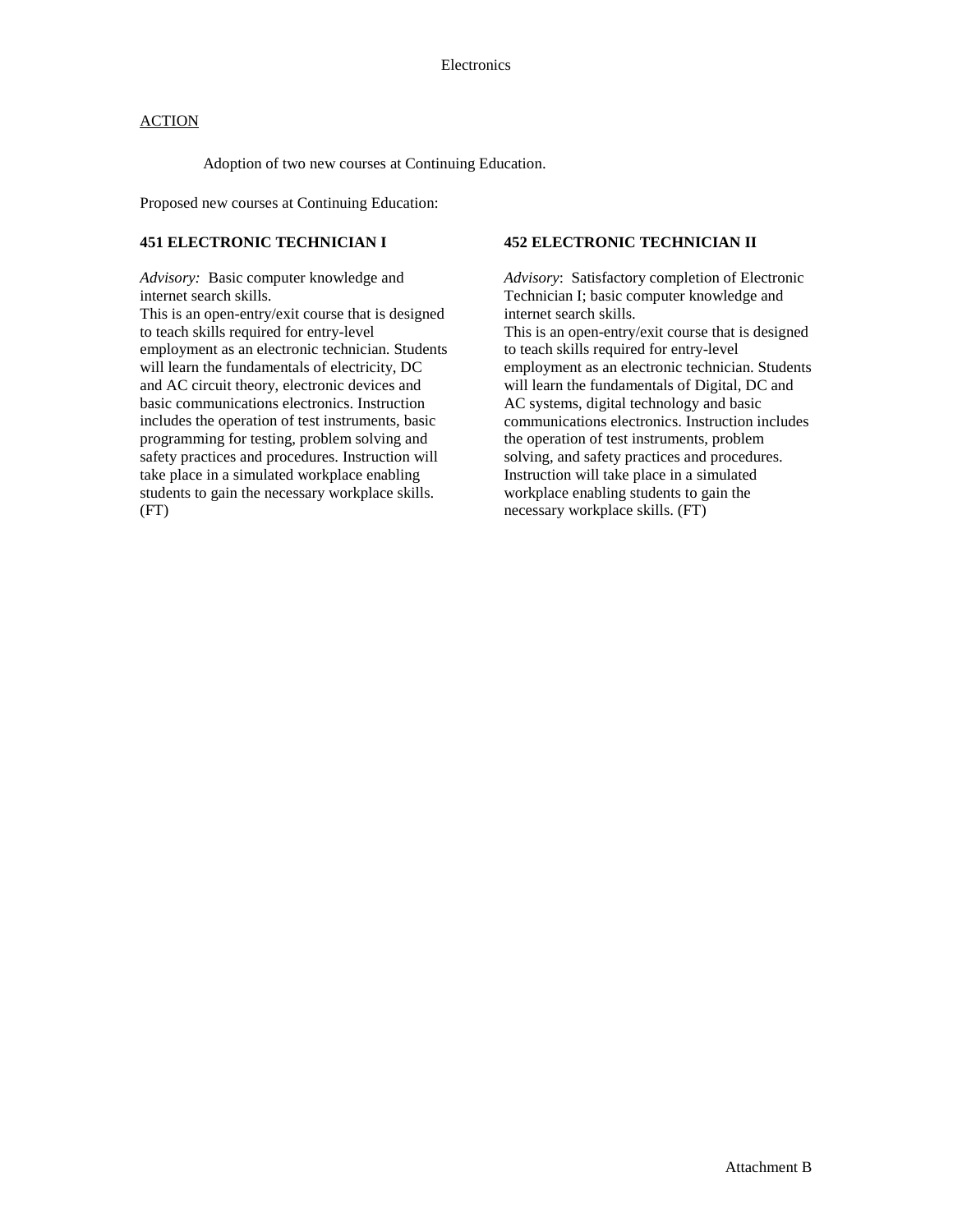Electronics

ACTION

Adoption of two new courses at Continuing Education.

Proposed new courses at Continuing Education:

**451 ELECTRONIC TECHNICIAN I**

*Advisory:* Basic computer knowledge and internet search skills.
This is an open-entry/exit course that is designed to teach skills required for entry-level employment as an electronic technician. Students will learn the fundamentals of electricity, DC and AC circuit theory, electronic devices and basic communications electronics. Instruction includes the operation of test instruments, basic programming for testing, problem solving and safety practices and procedures. Instruction will take place in a simulated workplace enabling students to gain the necessary workplace skills. (FT)

**452 ELECTRONIC TECHNICIAN II**

*Advisory*: Satisfactory completion of Electronic Technician I; basic computer knowledge and internet search skills.
This is an open-entry/exit course that is designed to teach skills required for entry-level employment as an electronic technician. Students will learn the fundamentals of Digital, DC and AC systems, digital technology and basic communications electronics. Instruction includes the operation of test instruments, problem solving, and safety practices and procedures. Instruction will take place in a simulated workplace enabling students to gain the necessary workplace skills. (FT)

Attachment B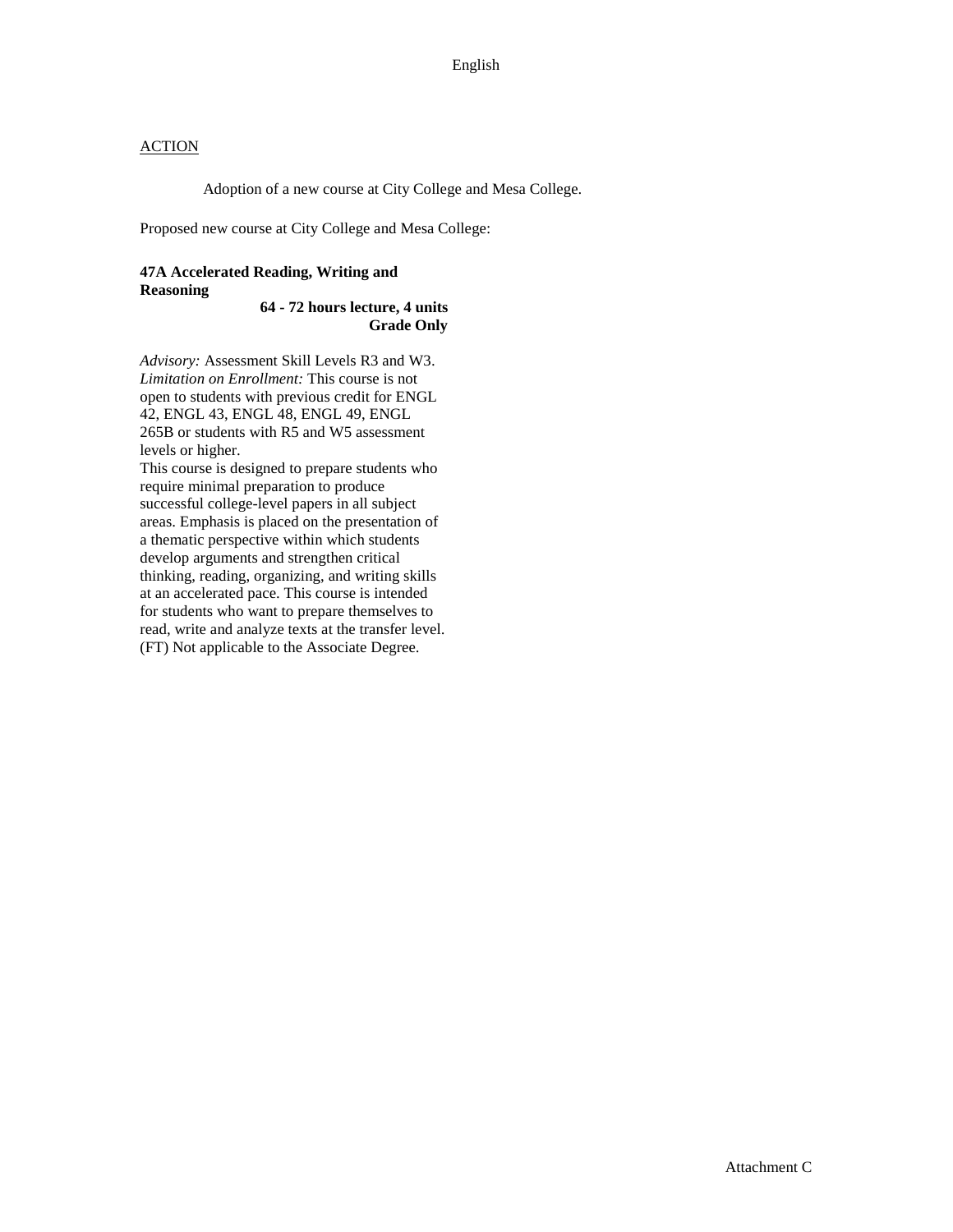English

ACTION

Adoption of a new course at City College and Mesa College.

Proposed new course at City College and Mesa College:

**47A Accelerated Reading, Writing and Reasoning**
**64 - 72 hours lecture, 4 units**
**Grade Only**

*Advisory:* Assessment Skill Levels R3 and W3.
*Limitation on Enrollment:* This course is not open to students with previous credit for ENGL 42, ENGL 43, ENGL 48, ENGL 49, ENGL 265B or students with R5 and W5 assessment levels or higher.
This course is designed to prepare students who require minimal preparation to produce successful college-level papers in all subject areas. Emphasis is placed on the presentation of a thematic perspective within which students develop arguments and strengthen critical thinking, reading, organizing, and writing skills at an accelerated pace. This course is intended for students who want to prepare themselves to read, write and analyze texts at the transfer level. (FT) Not applicable to the Associate Degree.

Attachment C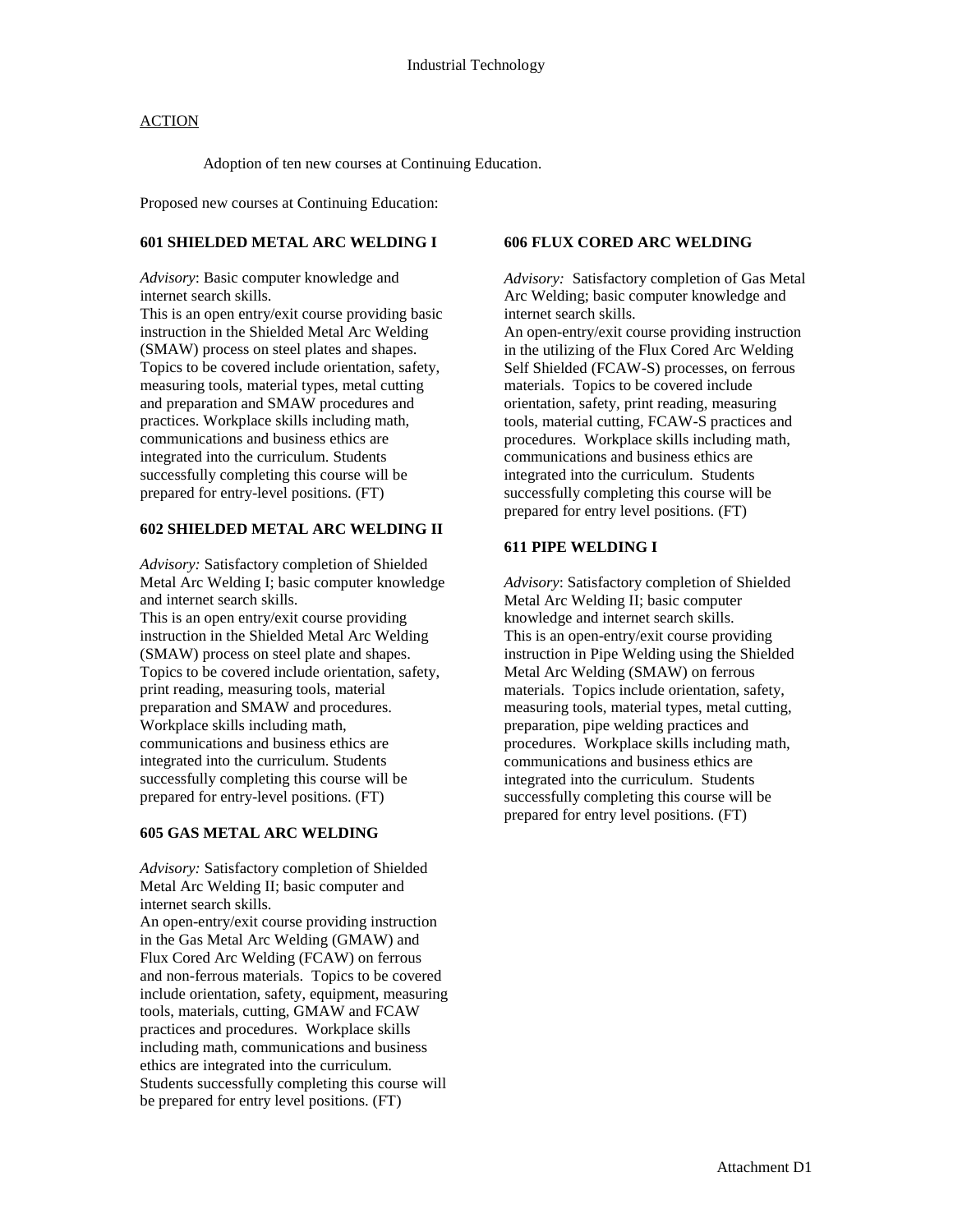# Industrial Technology

ACTION

Adoption of ten new courses at Continuing Education.

Proposed new courses at Continuing Education:

**601 SHIELDED METAL ARC WELDING I**

*Advisory*: Basic computer knowledge and internet search skills.
This is an open entry/exit course providing basic instruction in the Shielded Metal Arc Welding (SMAW) process on steel plates and shapes. Topics to be covered include orientation, safety, measuring tools, material types, metal cutting and preparation and SMAW procedures and practices. Workplace skills including math, communications and business ethics are integrated into the curriculum. Students successfully completing this course will be prepared for entry-level positions. (FT)

**602 SHIELDED METAL ARC WELDING II**

*Advisory:* Satisfactory completion of Shielded Metal Arc Welding I; basic computer knowledge and internet search skills.
This is an open entry/exit course providing instruction in the Shielded Metal Arc Welding (SMAW) process on steel plate and shapes. Topics to be covered include orientation, safety, print reading, measuring tools, material preparation and SMAW and procedures. Workplace skills including math, communications and business ethics are integrated into the curriculum. Students successfully completing this course will be prepared for entry-level positions. (FT)

**605 GAS METAL ARC WELDING**

*Advisory:* Satisfactory completion of Shielded Metal Arc Welding II; basic computer and internet search skills.
An open-entry/exit course providing instruction in the Gas Metal Arc Welding (GMAW) and Flux Cored Arc Welding (FCAW) on ferrous and non-ferrous materials. Topics to be covered include orientation, safety, equipment, measuring tools, materials, cutting, GMAW and FCAW practices and procedures. Workplace skills including math, communications and business ethics are integrated into the curriculum. Students successfully completing this course will be prepared for entry level positions. (FT)

**606 FLUX CORED ARC WELDING**

*Advisory:* Satisfactory completion of Gas Metal Arc Welding; basic computer knowledge and internet search skills.
An open-entry/exit course providing instruction in the utilizing of the Flux Cored Arc Welding Self Shielded (FCAW-S) processes, on ferrous materials. Topics to be covered include orientation, safety, print reading, measuring tools, material cutting, FCAW-S practices and procedures. Workplace skills including math, communications and business ethics are integrated into the curriculum. Students successfully completing this course will be prepared for entry level positions. (FT)

**611 PIPE WELDING I**

*Advisory*: Satisfactory completion of Shielded Metal Arc Welding II; basic computer knowledge and internet search skills.
This is an open-entry/exit course providing instruction in Pipe Welding using the Shielded Metal Arc Welding (SMAW) on ferrous materials. Topics include orientation, safety, measuring tools, material types, metal cutting, preparation, pipe welding practices and procedures. Workplace skills including math, communications and business ethics are integrated into the curriculum. Students successfully completing this course will be prepared for entry level positions. (FT)

Attachment D1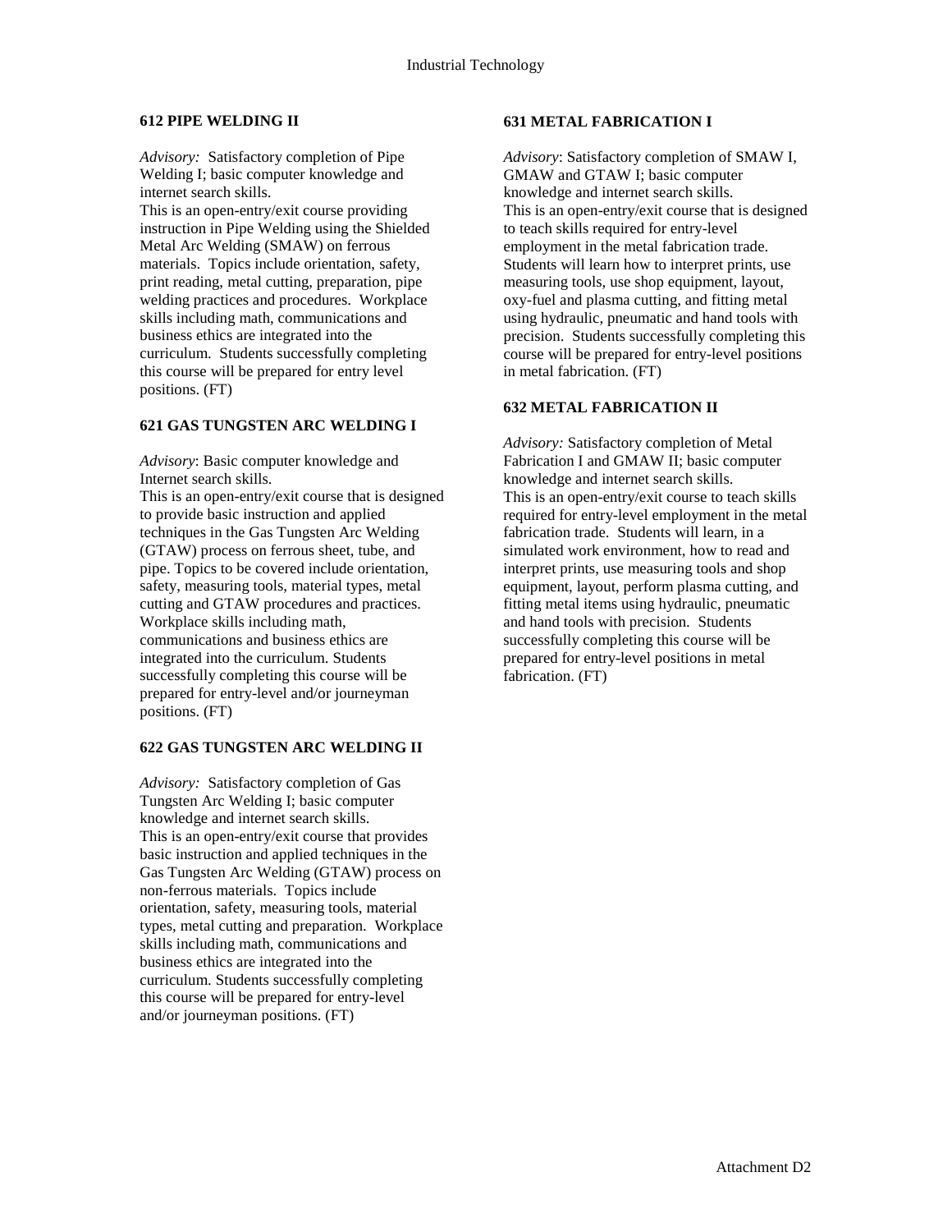### 612 PIPE WELDING II

*Advisory:* Satisfactory completion of Pipe Welding I; basic computer knowledge and internet search skills.
This is an open-entry/exit course providing instruction in Pipe Welding using the Shielded Metal Arc Welding (SMAW) on ferrous materials. Topics include orientation, safety, print reading, metal cutting, preparation, pipe welding practices and procedures. Workplace skills including math, communications and business ethics are integrated into the curriculum. Students successfully completing this course will be prepared for entry level positions. (FT)

### 621 GAS TUNGSTEN ARC WELDING I

*Advisory*: Basic computer knowledge and Internet search skills.
This is an open-entry/exit course that is designed to provide basic instruction and applied techniques in the Gas Tungsten Arc Welding (GTAW) process on ferrous sheet, tube, and pipe. Topics to be covered include orientation, safety, measuring tools, material types, metal cutting and GTAW procedures and practices. Workplace skills including math, communications and business ethics are integrated into the curriculum. Students successfully completing this course will be prepared for entry-level and/or journeyman positions. (FT)

### 622 GAS TUNGSTEN ARC WELDING II

*Advisory:* Satisfactory completion of Gas Tungsten Arc Welding I; basic computer knowledge and internet search skills.
This is an open-entry/exit course that provides basic instruction and applied techniques in the Gas Tungsten Arc Welding (GTAW) process on non-ferrous materials. Topics include orientation, safety, measuring tools, material types, metal cutting and preparation. Workplace skills including math, communications and business ethics are integrated into the curriculum. Students successfully completing this course will be prepared for entry-level and/or journeyman positions. (FT)

### 631 METAL FABRICATION I

*Advisory*: Satisfactory completion of SMAW I, GMAW and GTAW I; basic computer knowledge and internet search skills.
This is an open-entry/exit course that is designed to teach skills required for entry-level employment in the metal fabrication trade. Students will learn how to interpret prints, use measuring tools, use shop equipment, layout, oxy-fuel and plasma cutting, and fitting metal using hydraulic, pneumatic and hand tools with precision. Students successfully completing this course will be prepared for entry-level positions in metal fabrication. (FT)

### 632 METAL FABRICATION II

*Advisory:* Satisfactory completion of Metal Fabrication I and GMAW II; basic computer knowledge and internet search skills.
This is an open-entry/exit course to teach skills required for entry-level employment in the metal fabrication trade. Students will learn, in a simulated work environment, how to read and interpret prints, use measuring tools and shop equipment, layout, perform plasma cutting, and fitting metal items using hydraulic, pneumatic and hand tools with precision. Students successfully completing this course will be prepared for entry-level positions in metal fabrication. (FT)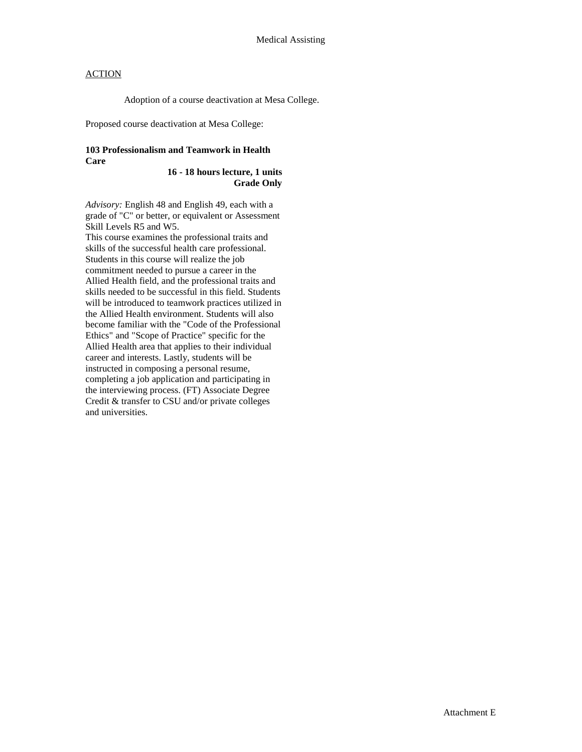Medical Assisting

ACTION

Adoption of a course deactivation at Mesa College.

Proposed course deactivation at Mesa College:

**103 Professionalism and Teamwork in Health Care**

**16 - 18 hours lecture, 1 units**
**Grade Only**

*Advisory:* English 48 and English 49, each with a grade of "C" or better, or equivalent or Assessment Skill Levels R5 and W5.
This course examines the professional traits and skills of the successful health care professional. Students in this course will realize the job commitment needed to pursue a career in the Allied Health field, and the professional traits and skills needed to be successful in this field. Students will be introduced to teamwork practices utilized in the Allied Health environment. Students will also become familiar with the "Code of the Professional Ethics" and "Scope of Practice" specific for the Allied Health area that applies to their individual career and interests. Lastly, students will be instructed in composing a personal resume, completing a job application and participating in the interviewing process. (FT) Associate Degree Credit & transfer to CSU and/or private colleges and universities.

Attachment E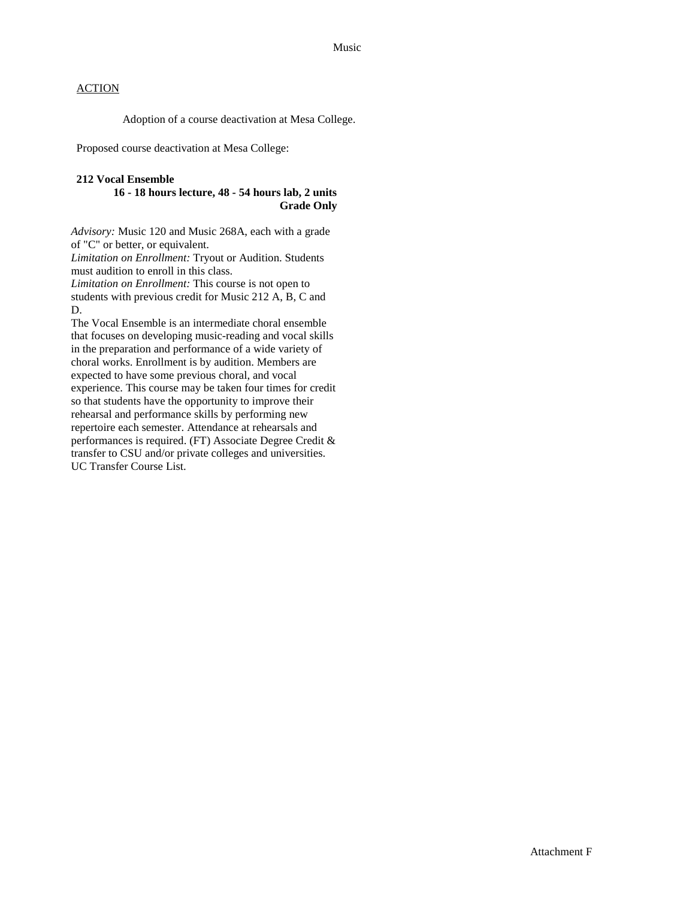ACTION

Adoption of a course deactivation at Mesa College.

Proposed course deactivation at Mesa College:

**212 Vocal Ensemble**

**16 - 18 hours lecture, 48 - 54 hours lab, 2 units**

**Grade Only**

*Advisory:* Music 120 and Music 268A, each with a grade of "C" or better, or equivalent.

*Limitation on Enrollment:* Tryout or Audition. Students must audition to enroll in this class.

*Limitation on Enrollment:* This course is not open to students with previous credit for Music 212 A, B, C and D.

The Vocal Ensemble is an intermediate choral ensemble that focuses on developing music-reading and vocal skills in the preparation and performance of a wide variety of choral works. Enrollment is by audition. Members are expected to have some previous choral, and vocal experience. This course may be taken four times for credit so that students have the opportunity to improve their rehearsal and performance skills by performing new repertoire each semester. Attendance at rehearsals and performances is required. (FT) Associate Degree Credit & transfer to CSU and/or private colleges and universities. UC Transfer Course List.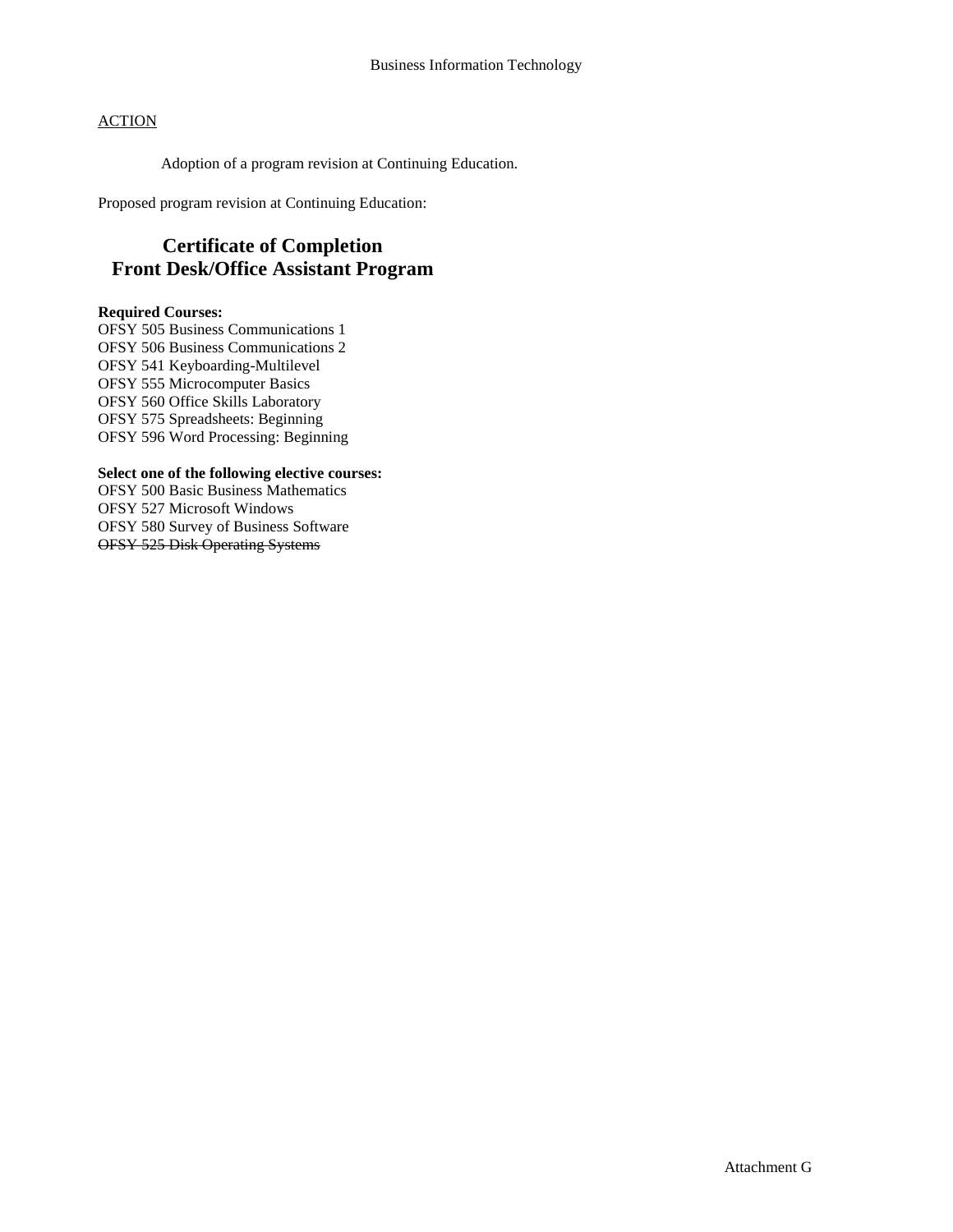Business Information Technology

<u>ACTION</u>

Adoption of a program revision at Continuing Education.

Proposed program revision at Continuing Education:

## Certificate of Completion
## Front Desk/Office Assistant Program

**Required Courses:**

OFSY 505 Business Communications 1
OFSY 506 Business Communications 2
OFSY 541 Keyboarding-Multilevel
OFSY 555 Microcomputer Basics
OFSY 560 Office Skills Laboratory
OFSY 575 Spreadsheets: Beginning
OFSY 596 Word Processing: Beginning

**Select one of the following elective courses:**

OFSY 500 Basic Business Mathematics
OFSY 527 Microsoft Windows
OFSY 580 Survey of Business Software
~~OFSY 525 Disk Operating Systems~~

Attachment G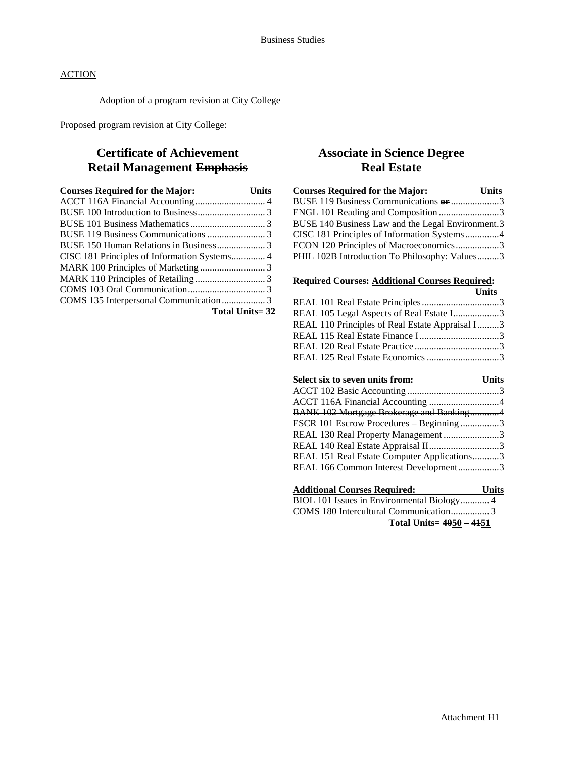Business Studies

ACTION

Adoption of a program revision at City College

Proposed program revision at City College:

## Certificate of Achievement
## Retail Management ~~Emphasis~~

| Courses Required for the Major: | Units |
|---|---|
| ACCT 116A Financial Accounting | 4 |
| BUSE 100 Introduction to Business | 3 |
| BUSE 101 Business Mathematics | 3 |
| BUSE 119 Business Communications | 3 |
| BUSE 150 Human Relations in Business | 3 |
| CISC 181 Principles of Information Systems | 4 |
| MARK 100 Principles of Marketing | 3 |
| MARK 110 Principles of Retailing | 3 |
| COMS 103 Oral Communication | 3 |
| COMS 135 Interpersonal Communication | 3 |
| **Total Units= 32** | |

## Associate in Science Degree
## Real Estate

| Courses Required for the Major: | Units |
|---|---|
| BUSE 119 Business Communications ~~or~~ | 3 |
| ENGL 101 Reading and Composition | 3 |
| BUSE 140 Business Law and the Legal Environment | 3 |
| CISC 181 Principles of Information Systems | 4 |
| ECON 120 Principles of Macroeconomics | 3 |
| PHIL 102B Introduction To Philosophy: Values | 3 |

| ~~Required Courses:~~ <u>Additional Courses Required</u>: | Units |
|---|---|
| REAL 101 Real Estate Principles | 3 |
| REAL 105 Legal Aspects of Real Estate I | 3 |
| REAL 110 Principles of Real Estate Appraisal I | 3 |
| REAL 115 Real Estate Finance I | 3 |
| REAL 120 Real Estate Practice | 3 |
| REAL 125 Real Estate Economics | 3 |

| Select six to seven units from: | Units |
|---|---|
| ACCT 102 Basic Accounting | 3 |
| ACCT 116A Financial Accounting | 4 |
| ~~BANK 102 Mortgage Brokerage and Banking~~ | ~~4~~ |
| ESCR 101 Escrow Procedures – Beginning | 3 |
| REAL 130 Real Property Management | 3 |
| REAL 140 Real Estate Appraisal II | 3 |
| REAL 151 Real Estate Computer Applications | 3 |
| REAL 166 Common Interest Development | 3 |

| <u>Additional Courses Required:</u> | <u>Units</u> |
|---|---|
| <u>BIOL 101 Issues in Environmental Biology</u> | <u>4</u> |
| <u>COMS 180 Intercultural Communication</u> | <u>3</u> |
| **Total Units= ~~40~~<u>50</u> – ~~41~~<u>51</u>** | |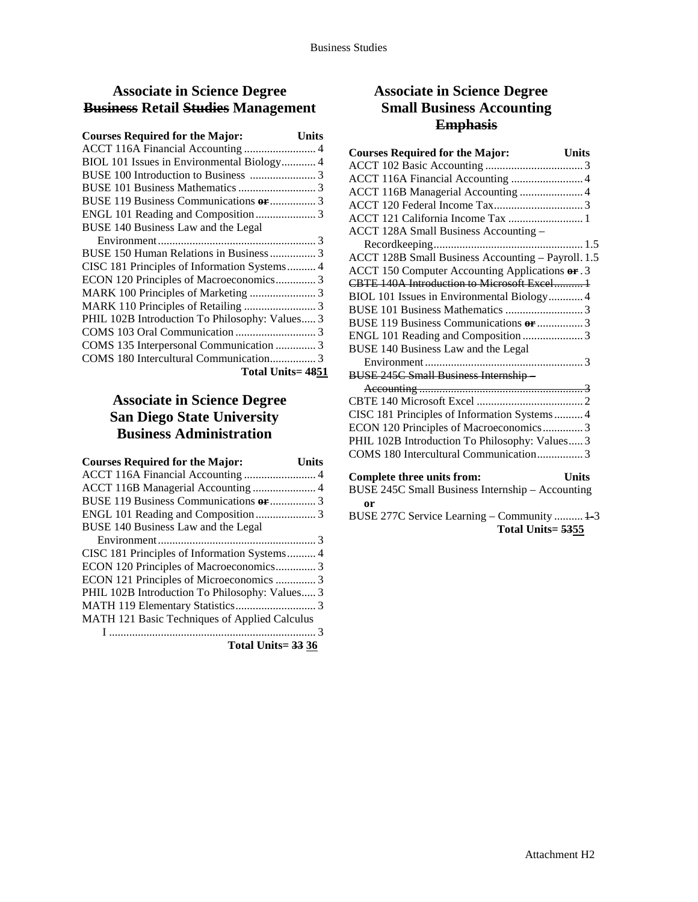## Associate in Science Degree ~~Business~~ Retail ~~Studies~~ Management

| Courses Required for the Major: | Units |
|---|---|
| ACCT 116A Financial Accounting | 4 |
| BIOL 101 Issues in Environmental Biology | 4 |
| BUSE 100 Introduction to Business | 3 |
| BUSE 101 Business Mathematics | 3 |
| BUSE 119 Business Communications ~~or~~ | 3 |
| ENGL 101 Reading and Composition | 3 |
| BUSE 140 Business Law and the Legal Environment | 3 |
| BUSE 150 Human Relations in Business | 3 |
| CISC 181 Principles of Information Systems | 4 |
| ECON 120 Principles of Macroeconomics | 3 |
| MARK 100 Principles of Marketing | 3 |
| MARK 110 Principles of Retailing | 3 |
| PHIL 102B Introduction To Philosophy: Values | 3 |
| COMS 103 Oral Communication | 3 |
| COMS 135 Interpersonal Communication | 3 |
| COMS 180 Intercultural Communication | 3 |
| **Total Units=** | **~~48~~51** |

## Associate in Science Degree San Diego State University Business Administration

| Courses Required for the Major: | Units |
|---|---|
| ACCT 116A Financial Accounting | 4 |
| ACCT 116B Managerial Accounting | 4 |
| BUSE 119 Business Communications ~~or~~ | 3 |
| ENGL 101 Reading and Composition | 3 |
| BUSE 140 Business Law and the Legal Environment | 3 |
| CISC 181 Principles of Information Systems | 4 |
| ECON 120 Principles of Macroeconomics | 3 |
| ECON 121 Principles of Microeconomics | 3 |
| PHIL 102B Introduction To Philosophy: Values | 3 |
| MATH 119 Elementary Statistics | 3 |
| MATH 121 Basic Techniques of Applied Calculus I | 3 |
| **Total Units=** | **~~33~~ 36** |

## Associate in Science Degree Small Business Accounting ~~Emphasis~~

| Courses Required for the Major: | Units |
|---|---|
| ACCT 102 Basic Accounting | 3 |
| ACCT 116A Financial Accounting | 4 |
| ACCT 116B Managerial Accounting | 4 |
| ACCT 120 Federal Income Tax | 3 |
| ACCT 121 California Income Tax | 1 |
| ACCT 128A Small Business Accounting – Recordkeeping | 1.5 |
| ACCT 128B Small Business Accounting – Payroll | 1.5 |
| ACCT 150 Computer Accounting Applications ~~or~~ | 3 |
| ~~CBTE 140A Introduction to Microsoft Excel~~ | ~~1~~ |
| BIOL 101 Issues in Environmental Biology | 4 |
| BUSE 101 Business Mathematics | 3 |
| BUSE 119 Business Communications ~~or~~ | 3 |
| ENGL 101 Reading and Composition | 3 |
| BUSE 140 Business Law and the Legal Environment | 3 |
| ~~BUSE 245C Small Business Internship – Accounting~~ | ~~3~~ |
| CBTE 140 Microsoft Excel | 2 |
| CISC 181 Principles of Information Systems | 4 |
| ECON 120 Principles of Macroeconomics | 3 |
| PHIL 102B Introduction To Philosophy: Values | 3 |
| COMS 180 Intercultural Communication | 3 |

| Complete three units from: | Units |
|---|---|
| BUSE 245C Small Business Internship – Accounting **or** | |
| BUSE 277C Service Learning – Community | ~~1~~ 3 |
| **Total Units=** | **~~53~~55** |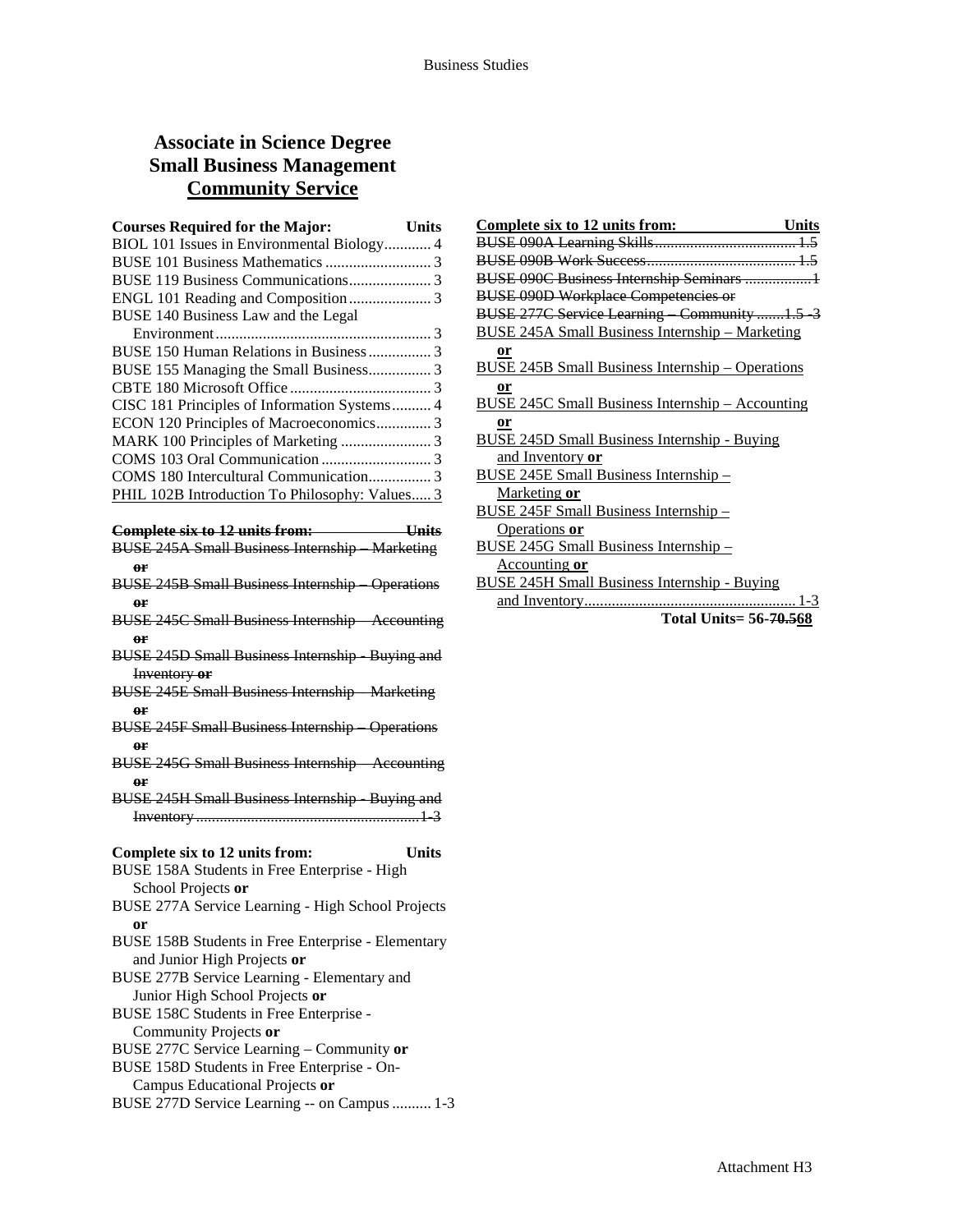# Associate in Science Degree
# Small Business Management
# <u>Community Service</u>

| Courses Required for the Major: | Units |
|---|---|
| BIOL 101 Issues in Environmental Biology | 4 |
| BUSE 101 Business Mathematics | 3 |
| BUSE 119 Business Communications | 3 |
| ENGL 101 Reading and Composition | 3 |
| BUSE 140 Business Law and the Legal Environment | 3 |
| BUSE 150 Human Relations in Business | 3 |
| BUSE 155 Managing the Small Business | 3 |
| CBTE 180 Microsoft Office | 3 |
| CISC 181 Principles of Information Systems | 4 |
| ECON 120 Principles of Macroeconomics | 3 |
| MARK 100 Principles of Marketing | 3 |
| COMS 103 Oral Communication | 3 |
| COMS 180 Intercultural Communication | 3 |
| <u>PHIL 102B Introduction To Philosophy: Values</u> | <u>3</u> |

~~**Complete six to 12 units from: Units**~~

~~BUSE 245A Small Business Internship – Marketing **or**~~
~~BUSE 245B Small Business Internship – Operations **or**~~
~~BUSE 245C Small Business Internship – Accounting **or**~~
~~BUSE 245D Small Business Internship - Buying and Inventory **or**~~
~~BUSE 245E Small Business Internship – Marketing **or**~~
~~BUSE 245F Small Business Internship – Operations **or**~~
~~BUSE 245G Small Business Internship – Accounting **or**~~
~~BUSE 245H Small Business Internship - Buying and Inventory ....1-3~~

**Complete six to 12 units from: Units**

BUSE 158A Students in Free Enterprise - High School Projects **or**
BUSE 277A Service Learning - High School Projects **or**
BUSE 158B Students in Free Enterprise - Elementary and Junior High Projects **or**
BUSE 277B Service Learning - Elementary and Junior High School Projects **or**
BUSE 158C Students in Free Enterprise - Community Projects **or**
BUSE 277C Service Learning – Community **or**
BUSE 158D Students in Free Enterprise - On-Campus Educational Projects **or**
BUSE 277D Service Learning -- on Campus .......... 1-3

<u>**Complete six to 12 units from: Units**</u>

~~BUSE 090A Learning Skills .... 1.5~~
~~BUSE 090B Work Success .... 1.5~~
~~BUSE 090C Business Internship Seminars .... 1~~
~~BUSE 090D Workplace Competencies or~~
~~BUSE 277C Service Learning – Community .... 1.5 -3~~
<u>BUSE 245A Small Business Internship – Marketing **or**</u>
<u>BUSE 245B Small Business Internship – Operations **or**</u>
<u>BUSE 245C Small Business Internship – Accounting **or**</u>
<u>BUSE 245D Small Business Internship - Buying and Inventory **or**</u>
<u>BUSE 245E Small Business Internship – Marketing **or**</u>
<u>BUSE 245F Small Business Internship – Operations **or**</u>
<u>BUSE 245G Small Business Internship – Accounting **or**</u>
<u>BUSE 245H Small Business Internship - Buying and Inventory .... 1-3</u>

**Total Units= 56-~~70.5~~<u>68</u>**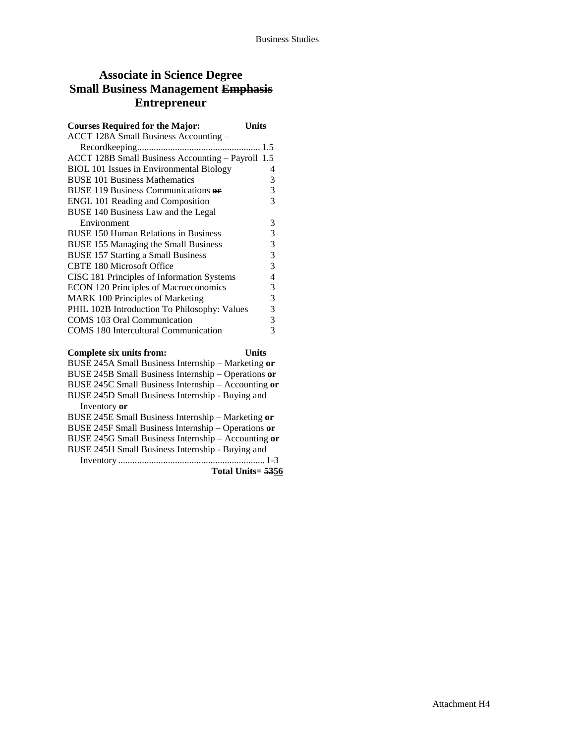# Associate in Science Degree
# Small Business Management ~~Emphasis~~ Entrepreneur

| Courses Required for the Major: | Units |
|---|---|
| ACCT 128A Small Business Accounting – Recordkeeping | 1.5 |
| ACCT 128B Small Business Accounting – Payroll | 1.5 |
| BIOL 101 Issues in Environmental Biology | 4 |
| BUSE 101 Business Mathematics | 3 |
| BUSE 119 Business Communications ~~or~~ | 3 |
| ENGL 101 Reading and Composition | 3 |
| BUSE 140 Business Law and the Legal Environment | 3 |
| BUSE 150 Human Relations in Business | 3 |
| BUSE 155 Managing the Small Business | 3 |
| BUSE 157 Starting a Small Business | 3 |
| CBTE 180 Microsoft Office | 3 |
| CISC 181 Principles of Information Systems | 4 |
| ECON 120 Principles of Macroeconomics | 3 |
| MARK 100 Principles of Marketing | 3 |
| PHIL 102B Introduction To Philosophy: Values | 3 |
| COMS 103 Oral Communication | 3 |
| COMS 180 Intercultural Communication | 3 |

| Complete six units from: | Units |
|---|---|
| BUSE 245A Small Business Internship – Marketing **or** | |
| BUSE 245B Small Business Internship – Operations **or** | |
| BUSE 245C Small Business Internship – Accounting **or** | |
| BUSE 245D Small Business Internship - Buying and Inventory **or** | |
| BUSE 245E Small Business Internship – Marketing **or** | |
| BUSE 245F Small Business Internship – Operations **or** | |
| BUSE 245G Small Business Internship – Accounting **or** | |
| BUSE 245H Small Business Internship - Buying and Inventory | 1-3 |

**Total Units= ~~53~~56**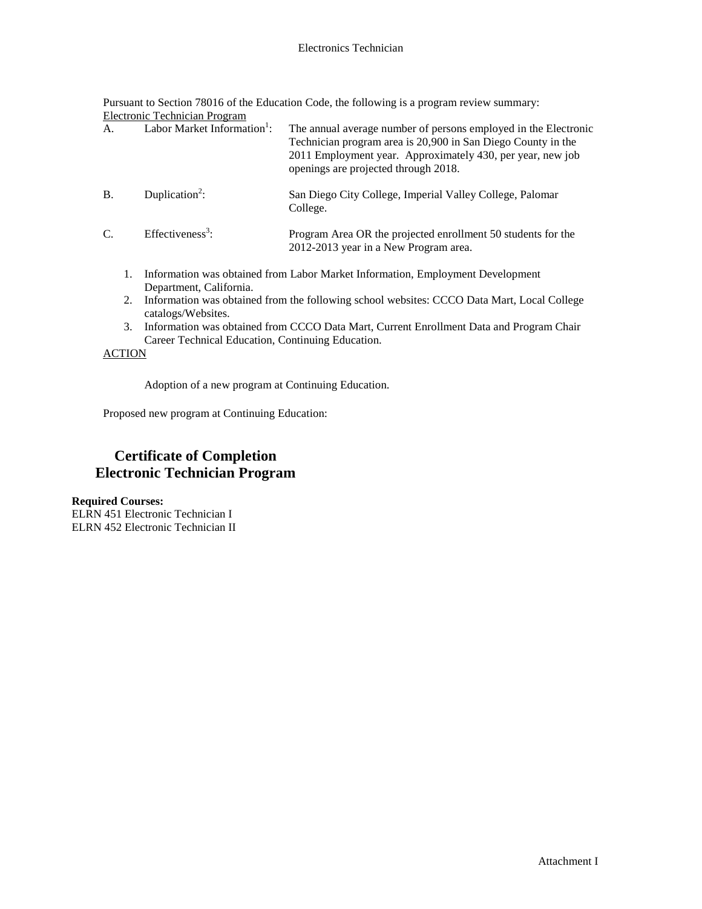# Electronics Technician

Pursuant to Section 78016 of the Education Code, the following is a program review summary:

Electronic Technician Program

| | | |
|---|---|---|
| A. | Labor Market Information[1]: | The annual average number of persons employed in the Electronic Technician program area is 20,900 in San Diego County in the 2011 Employment year. Approximately 430, per year, new job openings are projected through 2018. |
| B. | Duplication[2]: | San Diego City College, Imperial Valley College, Palomar College. |
| C. | Effectiveness[3]: | Program Area OR the projected enrollment 50 students for the 2012-2013 year in a New Program area. |

1. Information was obtained from Labor Market Information, Employment Development Department, California.
2. Information was obtained from the following school websites: CCCO Data Mart, Local College catalogs/Websites.
3. Information was obtained from CCCO Data Mart, Current Enrollment Data and Program Chair Career Technical Education, Continuing Education.

ACTION

Adoption of a new program at Continuing Education.

Proposed new program at Continuing Education:

## Certificate of Completion
## Electronic Technician Program

**Required Courses:**

ELRN 451 Electronic Technician I

ELRN 452 Electronic Technician II

Attachment I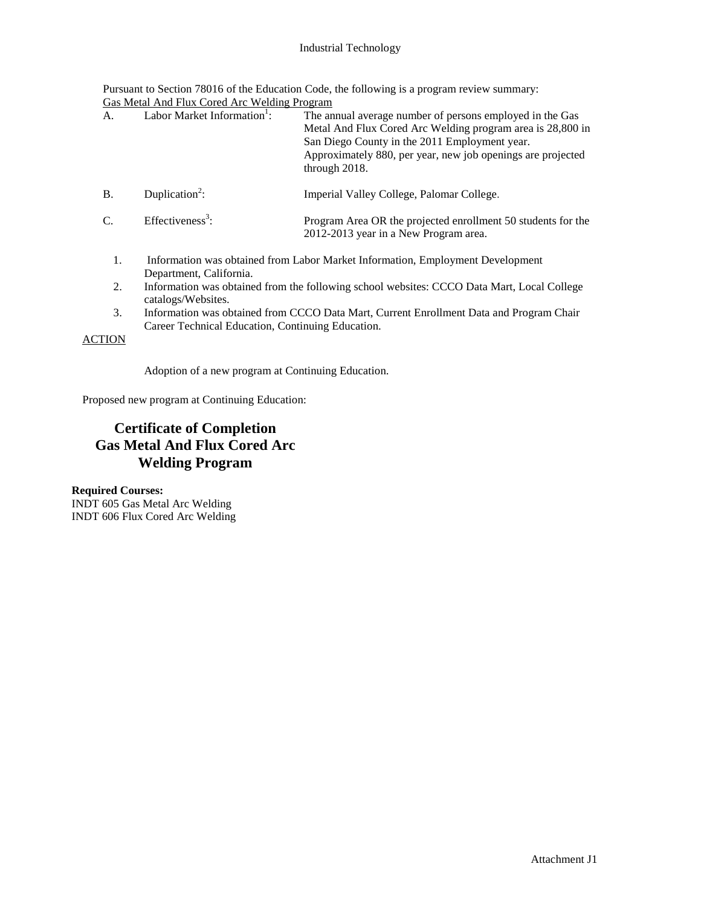Industrial Technology

Pursuant to Section 78016 of the Education Code, the following is a program review summary:

Gas Metal And Flux Cored Arc Welding Program

| | | |
|---|---|---|
| A. | Labor Market Information[1]: | The annual average number of persons employed in the Gas Metal And Flux Cored Arc Welding program area is 28,800 in San Diego County in the 2011 Employment year. Approximately 880, per year, new job openings are projected through 2018. |
| B. | Duplication[2]: | Imperial Valley College, Palomar College. |
| C. | Effectiveness[3]: | Program Area OR the projected enrollment 50 students for the 2012-2013 year in a New Program area. |

1. Information was obtained from Labor Market Information, Employment Development Department, California.
2. Information was obtained from the following school websites: CCCO Data Mart, Local College catalogs/Websites.
3. Information was obtained from CCCO Data Mart, Current Enrollment Data and Program Chair Career Technical Education, Continuing Education.

ACTION

Adoption of a new program at Continuing Education.

Proposed new program at Continuing Education:

## Certificate of Completion Gas Metal And Flux Cored Arc Welding Program

**Required Courses:**

INDT 605 Gas Metal Arc Welding
INDT 606 Flux Cored Arc Welding

Attachment J1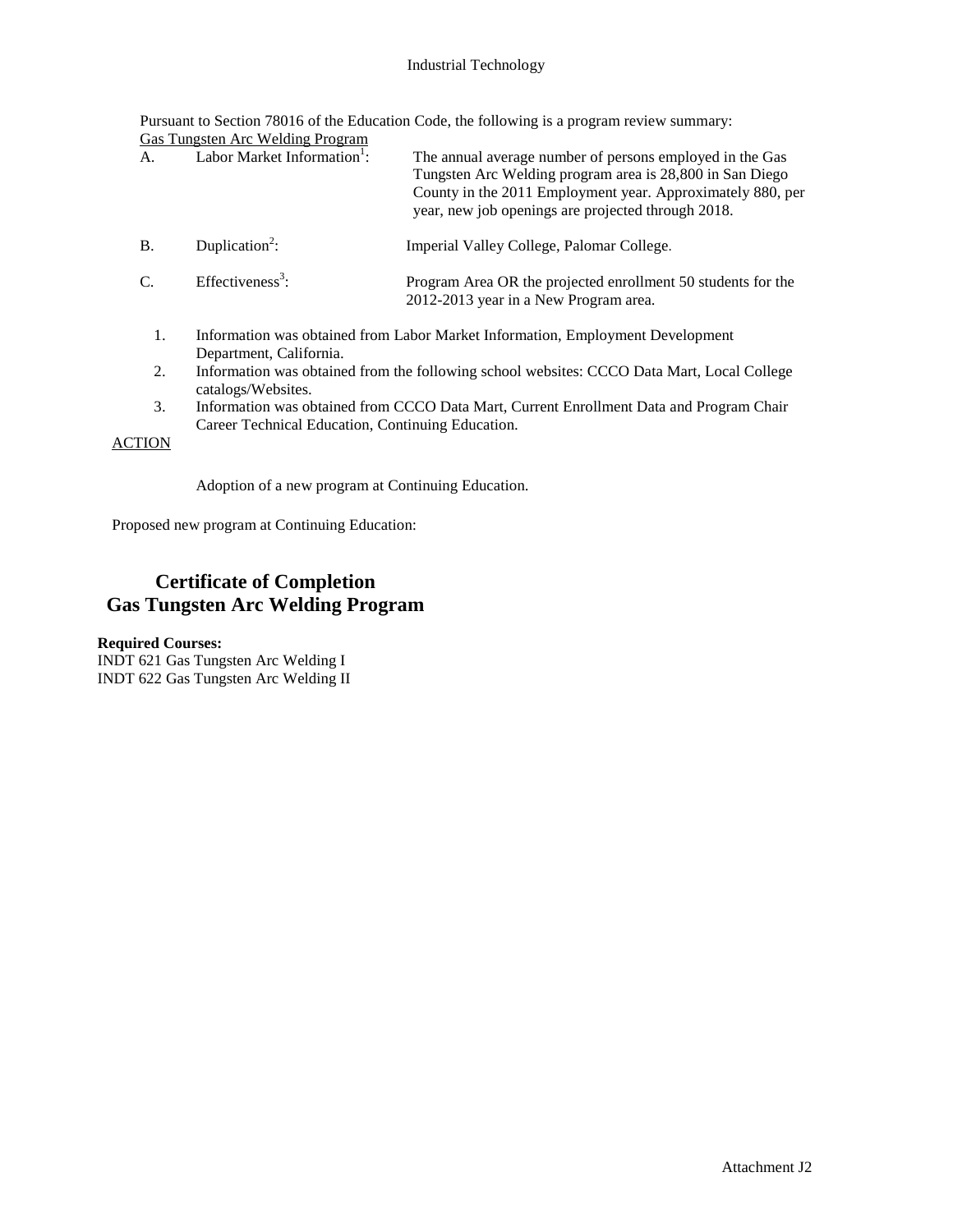Industrial Technology

Pursuant to Section 78016 of the Education Code, the following is a program review summary:

Gas Tungsten Arc Welding Program

A. Labor Market Information[1]: The annual average number of persons employed in the Gas Tungsten Arc Welding program area is 28,800 in San Diego County in the 2011 Employment year. Approximately 880, per year, new job openings are projected through 2018.

B. Duplication[2]: Imperial Valley College, Palomar College.

C. Effectiveness[3]: Program Area OR the projected enrollment 50 students for the 2012-2013 year in a New Program area.

1. Information was obtained from Labor Market Information, Employment Development Department, California.
2. Information was obtained from the following school websites: CCCO Data Mart, Local College catalogs/Websites.
3. Information was obtained from CCCO Data Mart, Current Enrollment Data and Program Chair Career Technical Education, Continuing Education.

ACTION

Adoption of a new program at Continuing Education.

Proposed new program at Continuing Education:

## Certificate of Completion
## Gas Tungsten Arc Welding Program

**Required Courses:**

INDT 621 Gas Tungsten Arc Welding I
INDT 622 Gas Tungsten Arc Welding II

Attachment J2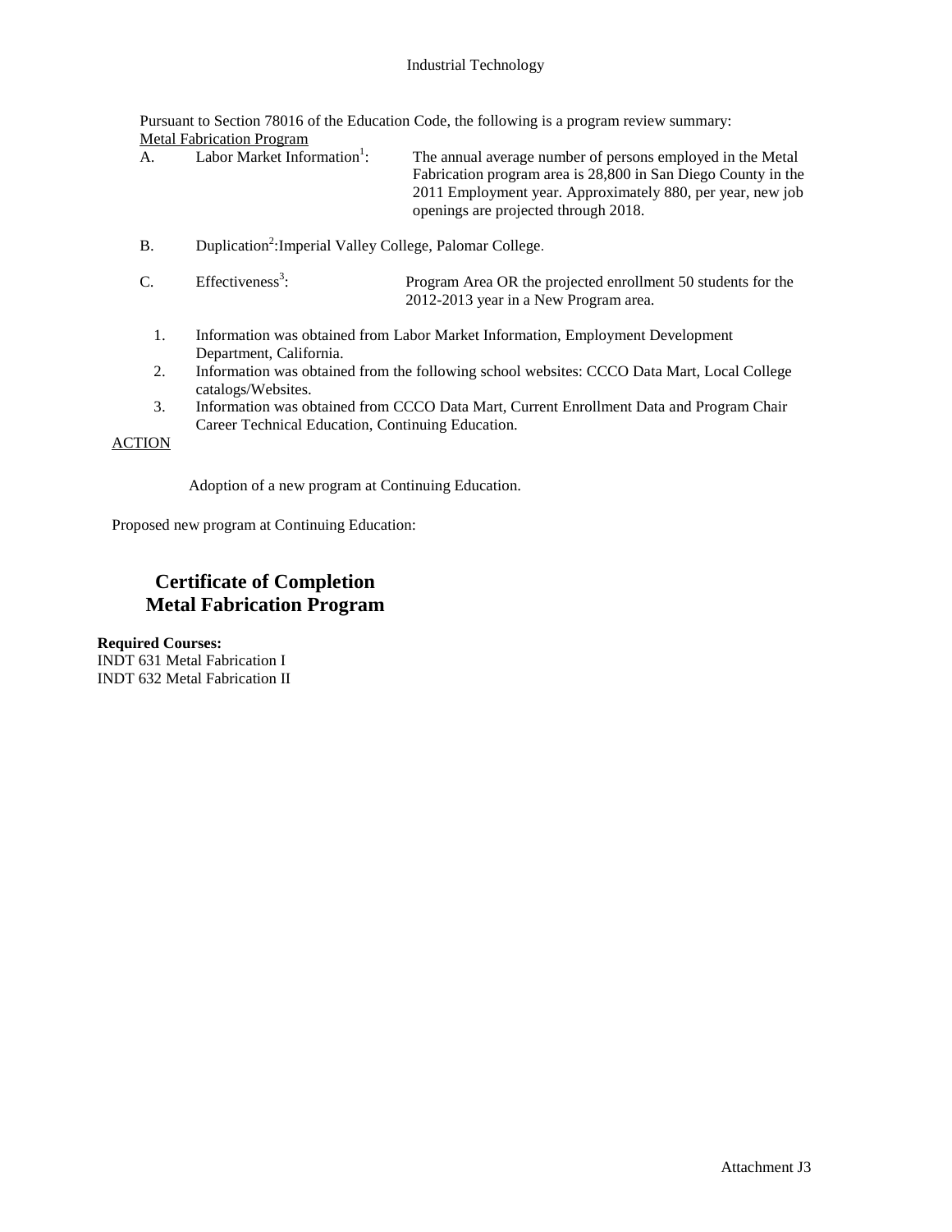Industrial Technology

Pursuant to Section 78016 of the Education Code, the following is a program review summary:

Metal Fabrication Program

A. Labor Market Information[1]: The annual average number of persons employed in the Metal Fabrication program area is 28,800 in San Diego County in the 2011 Employment year. Approximately 880, per year, new job openings are projected through 2018.

B. Duplication[2]:Imperial Valley College, Palomar College.

C. Effectiveness[3]: Program Area OR the projected enrollment 50 students for the 2012-2013 year in a New Program area.

1. Information was obtained from Labor Market Information, Employment Development Department, California.
2. Information was obtained from the following school websites: CCCO Data Mart, Local College catalogs/Websites.
3. Information was obtained from CCCO Data Mart, Current Enrollment Data and Program Chair Career Technical Education, Continuing Education.

ACTION

Adoption of a new program at Continuing Education.

Proposed new program at Continuing Education:

## Certificate of Completion
## Metal Fabrication Program

**Required Courses:**

INDT 631 Metal Fabrication I
INDT 632 Metal Fabrication II

Attachment J3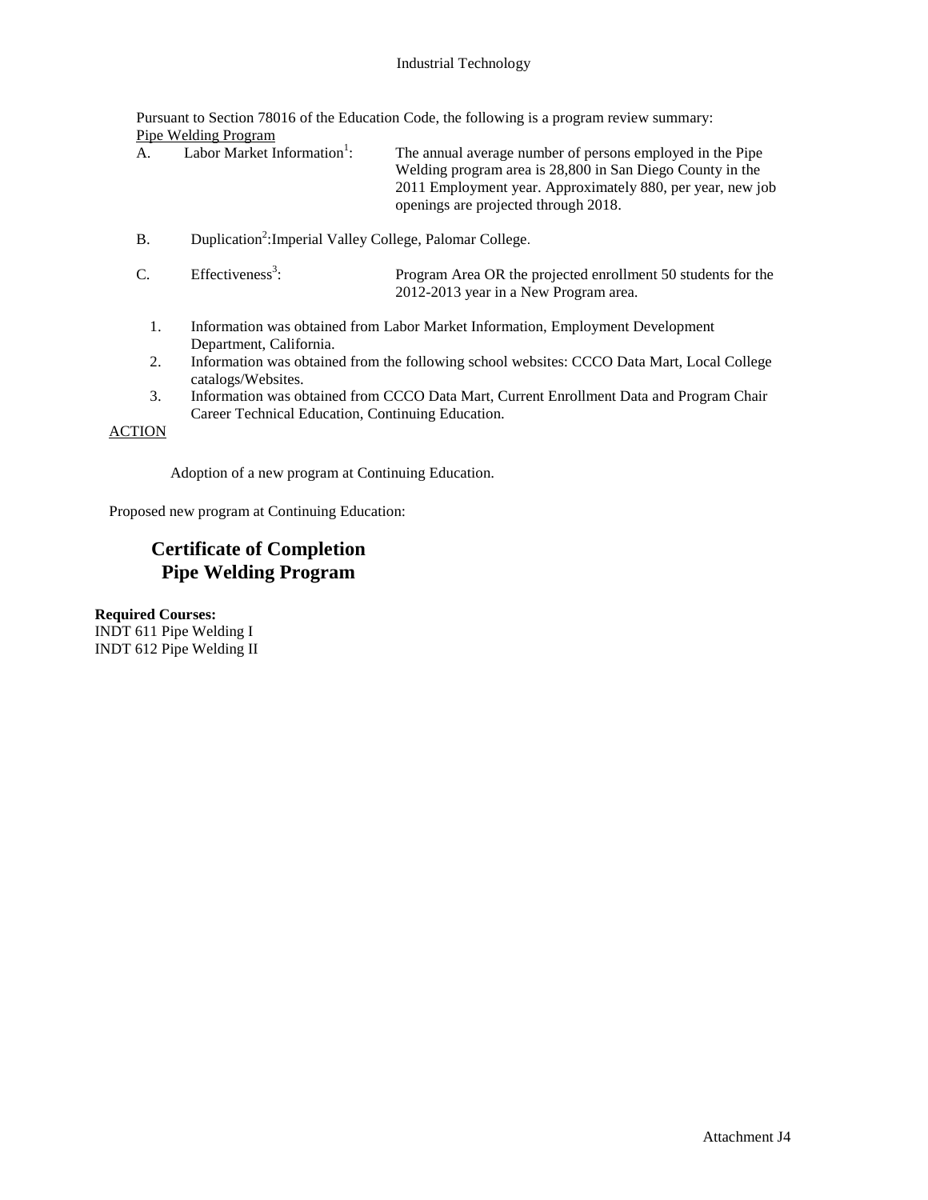Industrial Technology

Pursuant to Section 78016 of the Education Code, the following is a program review summary:

Pipe Welding Program

A. Labor Market Information[1]: The annual average number of persons employed in the Pipe Welding program area is 28,800 in San Diego County in the 2011 Employment year. Approximately 880, per year, new job openings are projected through 2018.

B. Duplication[2]: Imperial Valley College, Palomar College.

C. Effectiveness[3]: Program Area OR the projected enrollment 50 students for the 2012-2013 year in a New Program area.

1. Information was obtained from Labor Market Information, Employment Development Department, California.
2. Information was obtained from the following school websites: CCCO Data Mart, Local College catalogs/Websites.
3. Information was obtained from CCCO Data Mart, Current Enrollment Data and Program Chair Career Technical Education, Continuing Education.

ACTION

Adoption of a new program at Continuing Education.

Proposed new program at Continuing Education:

## Certificate of Completion
## Pipe Welding Program

**Required Courses:**

INDT 611 Pipe Welding I
INDT 612 Pipe Welding II

Attachment J4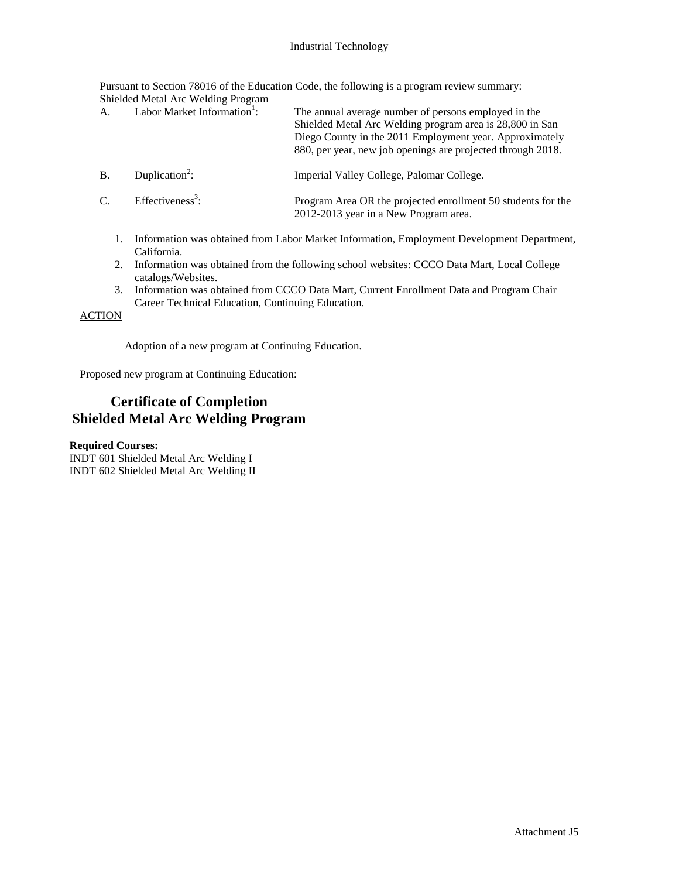Industrial Technology

Pursuant to Section 78016 of the Education Code, the following is a program review summary:

Shielded Metal Arc Welding Program

A. Labor Market Information[1]: The annual average number of persons employed in the Shielded Metal Arc Welding program area is 28,800 in San Diego County in the 2011 Employment year. Approximately 880, per year, new job openings are projected through 2018.

B. Duplication[2]: Imperial Valley College, Palomar College.

C. Effectiveness[3]: Program Area OR the projected enrollment 50 students for the 2012-2013 year in a New Program area.

1. Information was obtained from Labor Market Information, Employment Development Department, California.
2. Information was obtained from the following school websites: CCCO Data Mart, Local College catalogs/Websites.
3. Information was obtained from CCCO Data Mart, Current Enrollment Data and Program Chair Career Technical Education, Continuing Education.

ACTION

Adoption of a new program at Continuing Education.

Proposed new program at Continuing Education:

## Certificate of Completion
## Shielded Metal Arc Welding Program

**Required Courses:**

INDT 601 Shielded Metal Arc Welding I

INDT 602 Shielded Metal Arc Welding II

Attachment J5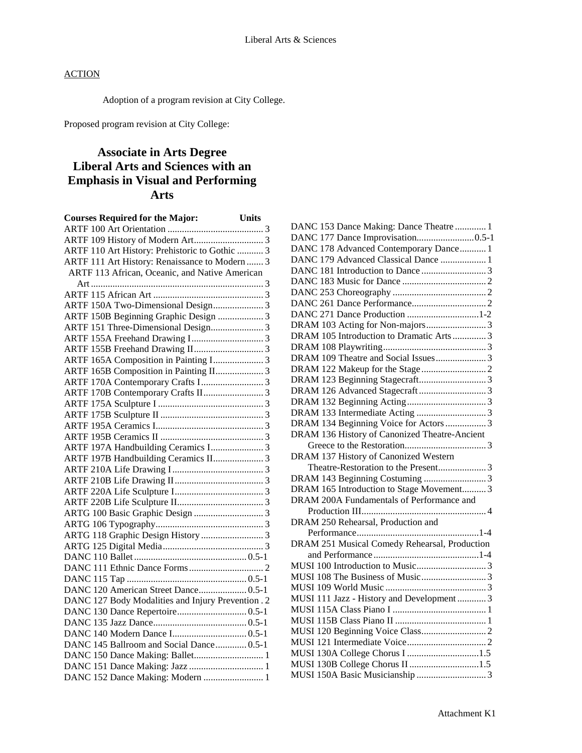ACTION

Adoption of a program revision at City College.

Proposed program revision at City College:

## Associate in Arts Degree Liberal Arts and Sciences with an Emphasis in Visual and Performing Arts

| Courses Required for the Major: | Units |
|---|---|
| ARTF 100 Art Orientation | 3 |
| ARTF 109 History of Modern Art | 3 |
| ARTF 110 Art History: Prehistoric to Gothic | 3 |
| ARTF 111 Art History: Renaissance to Modern | 3 |
| ARTF 113 African, Oceanic, and Native American Art | 3 |
| ARTF 115 African Art | 3 |
| ARTF 150A Two-Dimensional Design | 3 |
| ARTF 150B Beginning Graphic Design | 3 |
| ARTF 151 Three-Dimensional Design | 3 |
| ARTF 155A Freehand Drawing I | 3 |
| ARTF 155B Freehand Drawing II | 3 |
| ARTF 165A Composition in Painting I | 3 |
| ARTF 165B Composition in Painting II | 3 |
| ARTF 170A Contemporary Crafts I | 3 |
| ARTF 170B Contemporary Crafts II | 3 |
| ARTF 175A Sculpture I | 3 |
| ARTF 175B Sculpture II | 3 |
| ARTF 195A Ceramics I | 3 |
| ARTF 195B Ceramics II | 3 |
| ARTF 197A Handbuilding Ceramics I | 3 |
| ARTF 197B Handbuilding Ceramics II | 3 |
| ARTF 210A Life Drawing I | 3 |
| ARTF 210B Life Drawing II | 3 |
| ARTF 220A Life Sculpture I | 3 |
| ARTF 220B Life Sculpture II | 3 |
| ARTG 100 Basic Graphic Design | 3 |
| ARTG 106 Typography | 3 |
| ARTG 118 Graphic Design History | 3 |
| ARTG 125 Digital Media | 3 |
| DANC 110 Ballet | 0.5-1 |
| DANC 111 Ethnic Dance Forms | 2 |
| DANC 115 Tap | 0.5-1 |
| DANC 120 American Street Dance | 0.5-1 |
| DANC 127 Body Modalities and Injury Prevention | 2 |
| DANC 130 Dance Repertoire | 0.5-1 |
| DANC 135 Jazz Dance | 0.5-1 |
| DANC 140 Modern Dance I | 0.5-1 |
| DANC 145 Ballroom and Social Dance | 0.5-1 |
| DANC 150 Dance Making: Ballet | 1 |
| DANC 151 Dance Making: Jazz | 1 |
| DANC 152 Dance Making: Modern | 1 |
| DANC 153 Dance Making: Dance Theatre | 1 |
| DANC 177 Dance Improvisation | 0.5-1 |
| DANC 178 Advanced Contemporary Dance | 1 |
| DANC 179 Advanced Classical Dance | 1 |
| DANC 181 Introduction to Dance | 3 |
| DANC 183 Music for Dance | 2 |
| DANC 253 Choreography | 2 |
| DANC 261 Dance Performance | 2 |
| DANC 271 Dance Production | 1-2 |
| DRAM 103 Acting for Non-majors | 3 |
| DRAM 105 Introduction to Dramatic Arts | 3 |
| DRAM 108 Playwriting | 3 |
| DRAM 109 Theatre and Social Issues | 3 |
| DRAM 122 Makeup for the Stage | 2 |
| DRAM 123 Beginning Stagecraft | 3 |
| DRAM 126 Advanced Stagecraft | 3 |
| DRAM 132 Beginning Acting | 3 |
| DRAM 133 Intermediate Acting | 3 |
| DRAM 134 Beginning Voice for Actors | 3 |
| DRAM 136 History of Canonized Theatre-Ancient Greece to the Restoration | 3 |
| DRAM 137 History of Canonized Western Theatre-Restoration to the Present | 3 |
| DRAM 143 Beginning Costuming | 3 |
| DRAM 165 Introduction to Stage Movement | 3 |
| DRAM 200A Fundamentals of Performance and Production III | 4 |
| DRAM 250 Rehearsal, Production and Performance | 1-4 |
| DRAM 251 Musical Comedy Rehearsal, Production and Performance | 1-4 |
| MUSI 100 Introduction to Music | 3 |
| MUSI 108 The Business of Music | 3 |
| MUSI 109 World Music | 3 |
| MUSI 111 Jazz - History and Development | 3 |
| MUSI 115A Class Piano I | 1 |
| MUSI 115B Class Piano II | 1 |
| MUSI 120 Beginning Voice Class | 2 |
| MUSI 121 Intermediate Voice | 2 |
| MUSI 130A College Chorus I | 1.5 |
| MUSI 130B College Chorus II | 1.5 |
| MUSI 150A Basic Musicianship | 3 |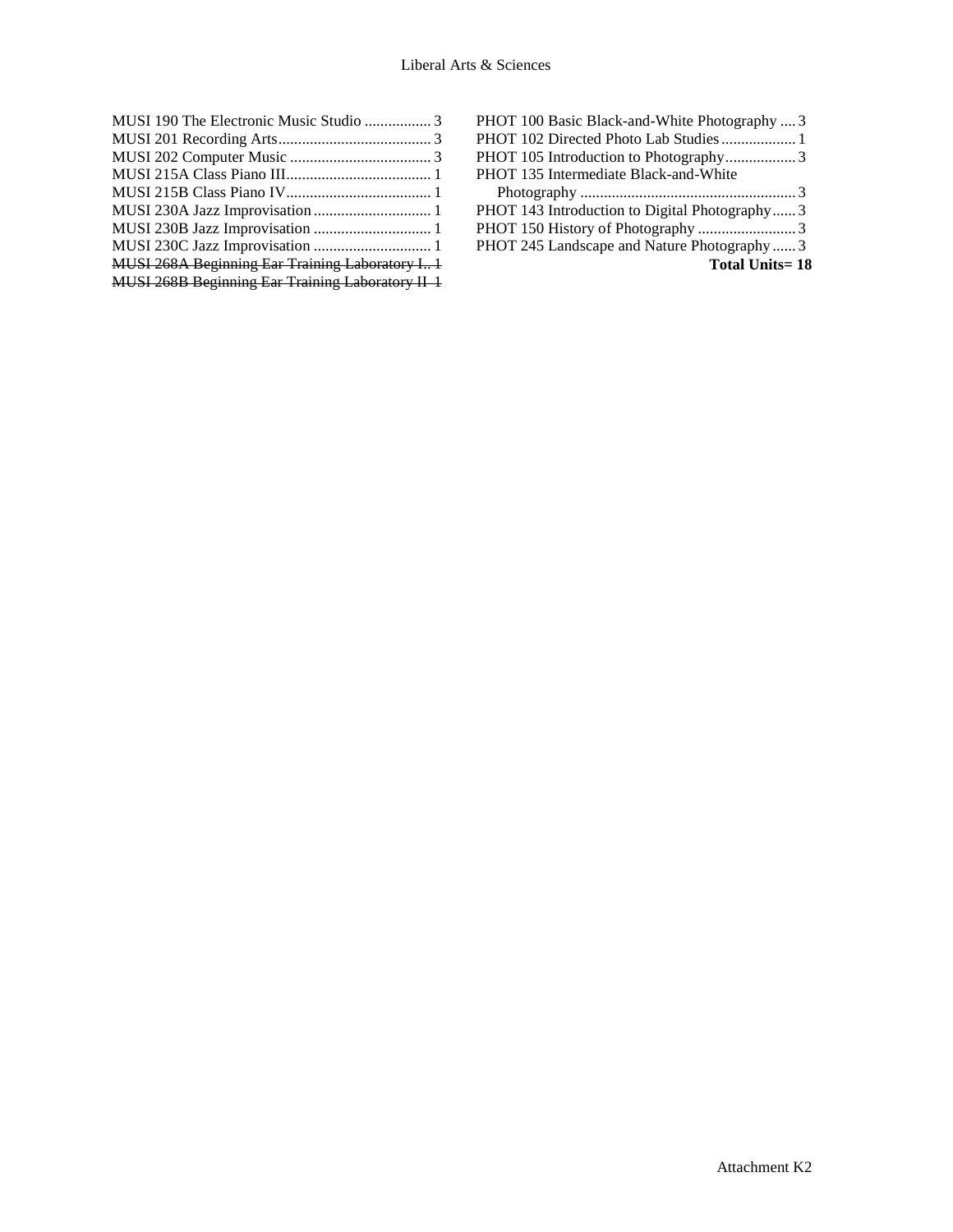MUSI 190 The Electronic Music Studio ................. 3
MUSI 201 Recording Arts....................................... 3
MUSI 202 Computer Music .................................... 3
MUSI 215A Class Piano III..................................... 1
MUSI 215B Class Piano IV..................................... 1
MUSI 230A Jazz Improvisation .............................. 1
MUSI 230B Jazz Improvisation .............................. 1
MUSI 230C Jazz Improvisation .............................. 1
~~MUSI 268A Beginning Ear Training Laboratory I.. 1~~
~~MUSI 268B Beginning Ear Training Laboratory II 1~~

PHOT 100 Basic Black-and-White Photography .... 3
PHOT 102 Directed Photo Lab Studies ................... 1
PHOT 105 Introduction to Photography.................. 3
PHOT 135 Intermediate Black-and-White Photography ....................................................... 3
PHOT 143 Introduction to Digital Photography...... 3
PHOT 150 History of Photography ......................... 3
PHOT 245 Landscape and Nature Photography ...... 3

**Total Units= 18**

Attachment K2